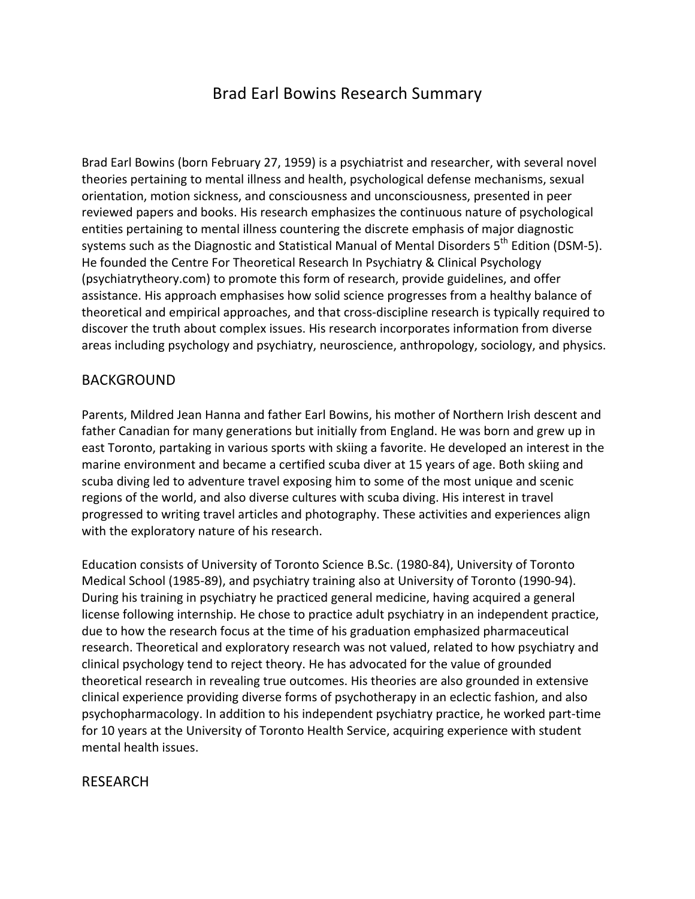# Brad Earl Bowins Research Summary

Brad Earl Bowins (born February 27, 1959) is a psychiatrist and researcher, with several novel theories pertaining to mental illness and health, psychological defense mechanisms, sexual orientation, motion sickness, and consciousness and unconsciousness, presented in peer reviewed papers and books. His research emphasizes the continuous nature of psychological entities pertaining to mental illness countering the discrete emphasis of major diagnostic systems such as the Diagnostic and Statistical Manual of Mental Disorders 5th Edition (DSM-5). He founded the Centre For Theoretical Research In Psychiatry & Clinical Psychology (psychiatrytheory.com) to promote this form of research, provide guidelines, and offer assistance. His approach emphasises how solid science progresses from a healthy balance of theoretical and empirical approaches, and that cross-discipline research is typically required to discover the truth about complex issues. His research incorporates information from diverse areas including psychology and psychiatry, neuroscience, anthropology, sociology, and physics.

## BACKGROUND

Parents, Mildred Jean Hanna and father Earl Bowins, his mother of Northern Irish descent and father Canadian for many generations but initially from England. He was born and grew up in east Toronto, partaking in various sports with skiing a favorite. He developed an interest in the marine environment and became a certified scuba diver at 15 years of age. Both skiing and scuba diving led to adventure travel exposing him to some of the most unique and scenic regions of the world, and also diverse cultures with scuba diving. His interest in travel progressed to writing travel articles and photography. These activities and experiences align with the exploratory nature of his research.

Education consists of University of Toronto Science B.Sc. (1980-84), University of Toronto Medical School (1985-89), and psychiatry training also at University of Toronto (1990-94). During his training in psychiatry he practiced general medicine, having acquired a general license following internship. He chose to practice adult psychiatry in an independent practice, due to how the research focus at the time of his graduation emphasized pharmaceutical research. Theoretical and exploratory research was not valued, related to how psychiatry and clinical psychology tend to reject theory. He has advocated for the value of grounded theoretical research in revealing true outcomes. His theories are also grounded in extensive clinical experience providing diverse forms of psychotherapy in an eclectic fashion, and also psychopharmacology. In addition to his independent psychiatry practice, he worked part-time for 10 years at the University of Toronto Health Service, acquiring experience with student mental health issues.

## RESEARCH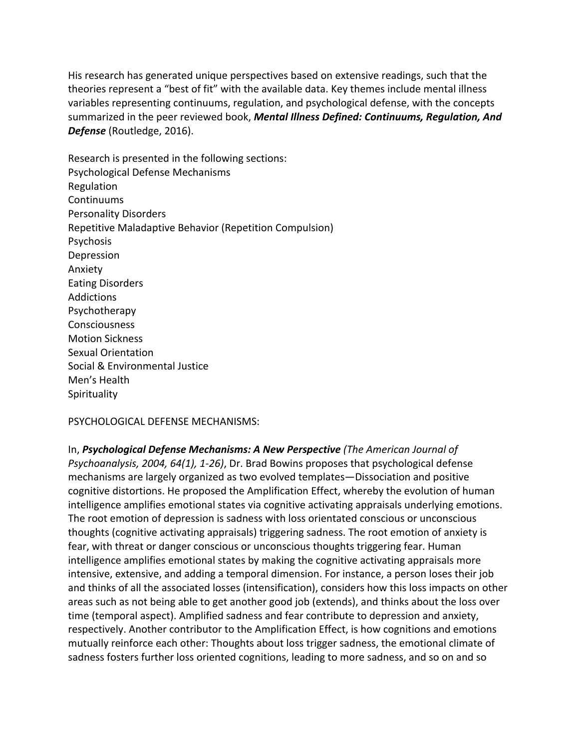His research has generated unique perspectives based on extensive readings, such that the theories represent a "best of fit" with the available data. Key themes include mental illness variables representing continuums, regulation, and psychological defense, with the concepts summarized in the peer reviewed book, ***Mental Illness Defined: Continuums, Regulation, And Defense*** (Routledge, 2016).

Research is presented in the following sections:

Psychological Defense Mechanisms
Regulation
Continuums
Personality Disorders
Repetitive Maladaptive Behavior (Repetition Compulsion)
Psychosis
Depression
Anxiety
Eating Disorders
Addictions
Psychotherapy
Consciousness
Motion Sickness
Sexual Orientation
Social & Environmental Justice
Men's Health
Spirituality

PSYCHOLOGICAL DEFENSE MECHANISMS:

In, ***Psychological Defense Mechanisms: A New Perspective*** *(The American Journal of Psychoanalysis, 2004, 64(1), 1-26)*, Dr. Brad Bowins proposes that psychological defense mechanisms are largely organized as two evolved templates—Dissociation and positive cognitive distortions. He proposed the Amplification Effect, whereby the evolution of human intelligence amplifies emotional states via cognitive activating appraisals underlying emotions. The root emotion of depression is sadness with loss orientated conscious or unconscious thoughts (cognitive activating appraisals) triggering sadness. The root emotion of anxiety is fear, with threat or danger conscious or unconscious thoughts triggering fear. Human intelligence amplifies emotional states by making the cognitive activating appraisals more intensive, extensive, and adding a temporal dimension. For instance, a person loses their job and thinks of all the associated losses (intensification), considers how this loss impacts on other areas such as not being able to get another good job (extends), and thinks about the loss over time (temporal aspect). Amplified sadness and fear contribute to depression and anxiety, respectively. Another contributor to the Amplification Effect, is how cognitions and emotions mutually reinforce each other: Thoughts about loss trigger sadness, the emotional climate of sadness fosters further loss oriented cognitions, leading to more sadness, and so on and so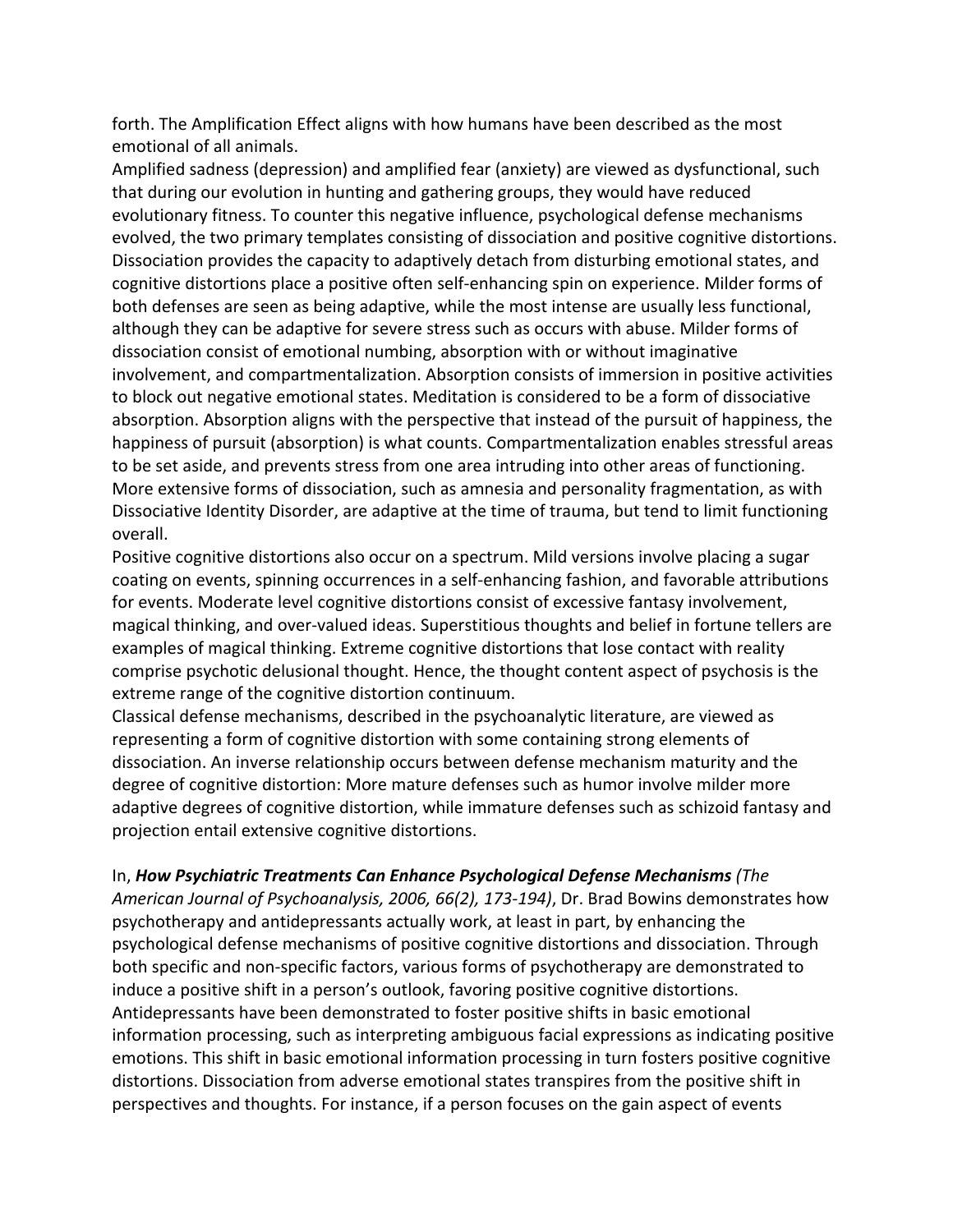forth. The Amplification Effect aligns with how humans have been described as the most emotional of all animals.

Amplified sadness (depression) and amplified fear (anxiety) are viewed as dysfunctional, such that during our evolution in hunting and gathering groups, they would have reduced evolutionary fitness. To counter this negative influence, psychological defense mechanisms evolved, the two primary templates consisting of dissociation and positive cognitive distortions. Dissociation provides the capacity to adaptively detach from disturbing emotional states, and cognitive distortions place a positive often self-enhancing spin on experience. Milder forms of both defenses are seen as being adaptive, while the most intense are usually less functional, although they can be adaptive for severe stress such as occurs with abuse. Milder forms of dissociation consist of emotional numbing, absorption with or without imaginative involvement, and compartmentalization. Absorption consists of immersion in positive activities to block out negative emotional states. Meditation is considered to be a form of dissociative absorption. Absorption aligns with the perspective that instead of the pursuit of happiness, the happiness of pursuit (absorption) is what counts. Compartmentalization enables stressful areas to be set aside, and prevents stress from one area intruding into other areas of functioning. More extensive forms of dissociation, such as amnesia and personality fragmentation, as with Dissociative Identity Disorder, are adaptive at the time of trauma, but tend to limit functioning overall.

Positive cognitive distortions also occur on a spectrum. Mild versions involve placing a sugar coating on events, spinning occurrences in a self-enhancing fashion, and favorable attributions for events. Moderate level cognitive distortions consist of excessive fantasy involvement, magical thinking, and over-valued ideas. Superstitious thoughts and belief in fortune tellers are examples of magical thinking. Extreme cognitive distortions that lose contact with reality comprise psychotic delusional thought. Hence, the thought content aspect of psychosis is the extreme range of the cognitive distortion continuum.

Classical defense mechanisms, described in the psychoanalytic literature, are viewed as representing a form of cognitive distortion with some containing strong elements of dissociation. An inverse relationship occurs between defense mechanism maturity and the degree of cognitive distortion: More mature defenses such as humor involve milder more adaptive degrees of cognitive distortion, while immature defenses such as schizoid fantasy and projection entail extensive cognitive distortions.

In, ***How Psychiatric Treatments Can Enhance Psychological Defense Mechanisms*** *(The American Journal of Psychoanalysis, 2006, 66(2), 173-194)*, Dr. Brad Bowins demonstrates how psychotherapy and antidepressants actually work, at least in part, by enhancing the psychological defense mechanisms of positive cognitive distortions and dissociation. Through both specific and non-specific factors, various forms of psychotherapy are demonstrated to induce a positive shift in a person's outlook, favoring positive cognitive distortions. Antidepressants have been demonstrated to foster positive shifts in basic emotional information processing, such as interpreting ambiguous facial expressions as indicating positive emotions. This shift in basic emotional information processing in turn fosters positive cognitive distortions. Dissociation from adverse emotional states transpires from the positive shift in perspectives and thoughts. For instance, if a person focuses on the gain aspect of events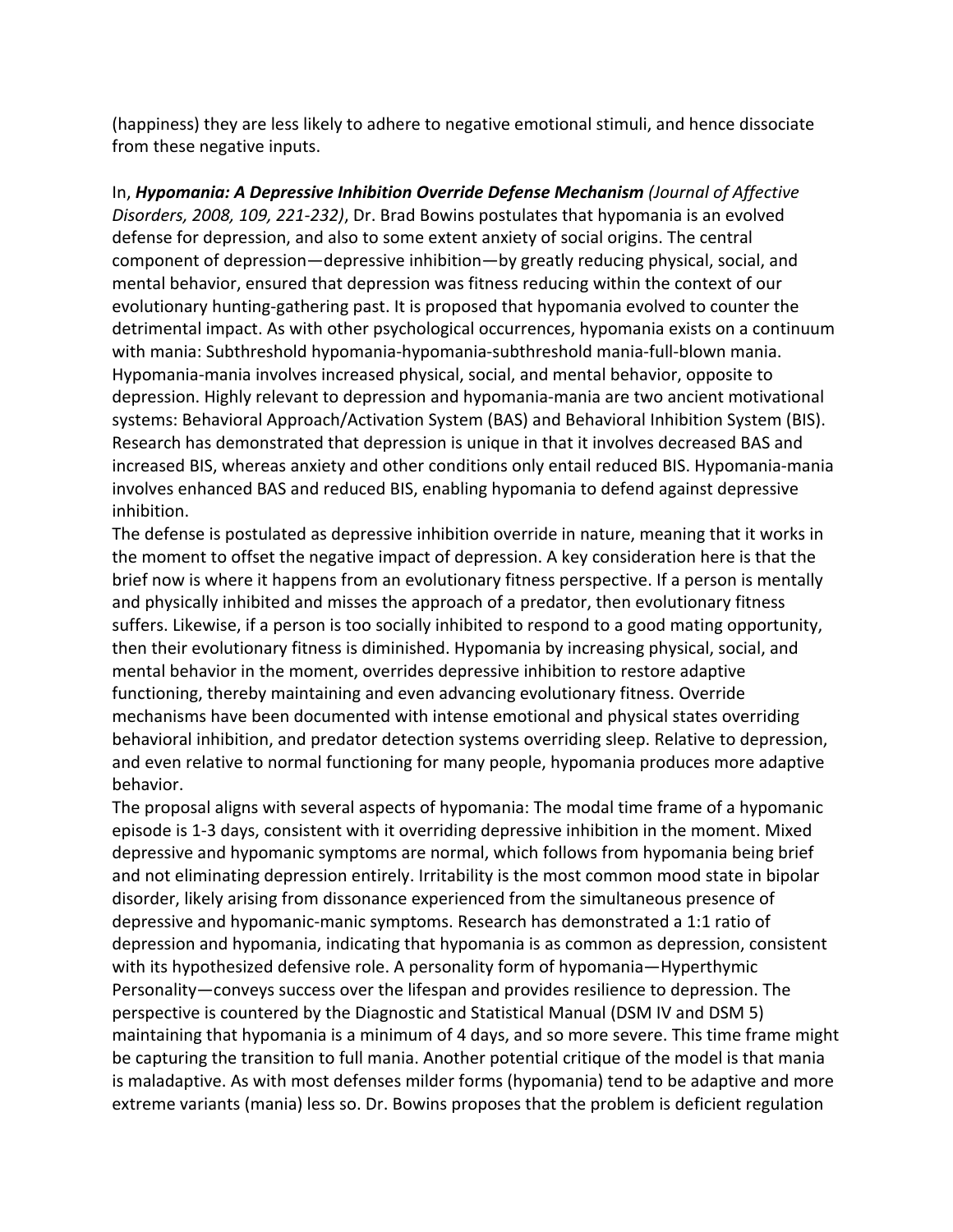(happiness) they are less likely to adhere to negative emotional stimuli, and hence dissociate from these negative inputs.

In, ***Hypomania: A Depressive Inhibition Override Defense Mechanism*** *(Journal of Affective Disorders, 2008, 109, 221-232)*, Dr. Brad Bowins postulates that hypomania is an evolved defense for depression, and also to some extent anxiety of social origins. The central component of depression—depressive inhibition—by greatly reducing physical, social, and mental behavior, ensured that depression was fitness reducing within the context of our evolutionary hunting-gathering past. It is proposed that hypomania evolved to counter the detrimental impact. As with other psychological occurrences, hypomania exists on a continuum with mania: Subthreshold hypomania-hypomania-subthreshold mania-full-blown mania. Hypomania-mania involves increased physical, social, and mental behavior, opposite to depression. Highly relevant to depression and hypomania-mania are two ancient motivational systems: Behavioral Approach/Activation System (BAS) and Behavioral Inhibition System (BIS). Research has demonstrated that depression is unique in that it involves decreased BAS and increased BIS, whereas anxiety and other conditions only entail reduced BIS. Hypomania-mania involves enhanced BAS and reduced BIS, enabling hypomania to defend against depressive inhibition.

The defense is postulated as depressive inhibition override in nature, meaning that it works in the moment to offset the negative impact of depression. A key consideration here is that the brief now is where it happens from an evolutionary fitness perspective. If a person is mentally and physically inhibited and misses the approach of a predator, then evolutionary fitness suffers. Likewise, if a person is too socially inhibited to respond to a good mating opportunity, then their evolutionary fitness is diminished. Hypomania by increasing physical, social, and mental behavior in the moment, overrides depressive inhibition to restore adaptive functioning, thereby maintaining and even advancing evolutionary fitness. Override mechanisms have been documented with intense emotional and physical states overriding behavioral inhibition, and predator detection systems overriding sleep. Relative to depression, and even relative to normal functioning for many people, hypomania produces more adaptive behavior.

The proposal aligns with several aspects of hypomania: The modal time frame of a hypomanic episode is 1-3 days, consistent with it overriding depressive inhibition in the moment. Mixed depressive and hypomanic symptoms are normal, which follows from hypomania being brief and not eliminating depression entirely. Irritability is the most common mood state in bipolar disorder, likely arising from dissonance experienced from the simultaneous presence of depressive and hypomanic-manic symptoms. Research has demonstrated a 1:1 ratio of depression and hypomania, indicating that hypomania is as common as depression, consistent with its hypothesized defensive role. A personality form of hypomania—Hyperthymic Personality—conveys success over the lifespan and provides resilience to depression. The perspective is countered by the Diagnostic and Statistical Manual (DSM IV and DSM 5) maintaining that hypomania is a minimum of 4 days, and so more severe. This time frame might be capturing the transition to full mania. Another potential critique of the model is that mania is maladaptive. As with most defenses milder forms (hypomania) tend to be adaptive and more extreme variants (mania) less so. Dr. Bowins proposes that the problem is deficient regulation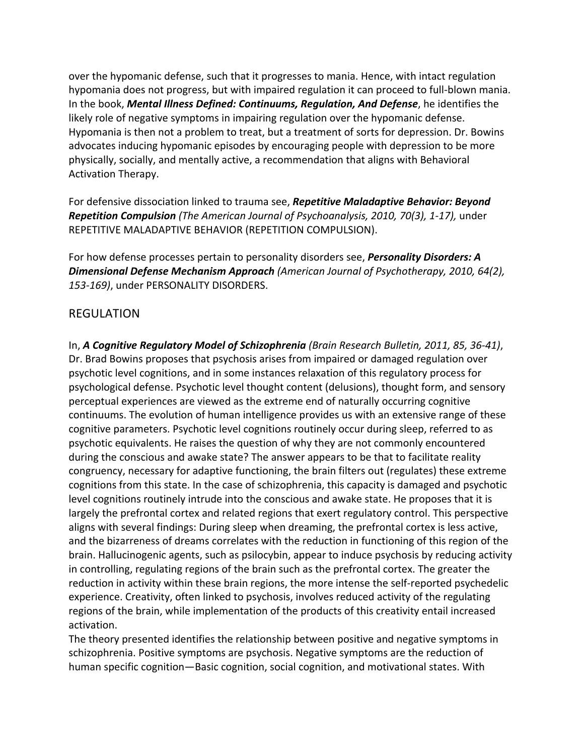over the hypomanic defense, such that it progresses to mania. Hence, with intact regulation hypomania does not progress, but with impaired regulation it can proceed to full-blown mania. In the book, ***Mental Illness Defined: Continuums, Regulation, And Defense***, he identifies the likely role of negative symptoms in impairing regulation over the hypomanic defense. Hypomania is then not a problem to treat, but a treatment of sorts for depression. Dr. Bowins advocates inducing hypomanic episodes by encouraging people with depression to be more physically, socially, and mentally active, a recommendation that aligns with Behavioral Activation Therapy.

For defensive dissociation linked to trauma see, ***Repetitive Maladaptive Behavior: Beyond Repetition Compulsion*** *(The American Journal of Psychoanalysis, 2010, 70(3), 1-17),* under REPETITIVE MALADAPTIVE BEHAVIOR (REPETITION COMPULSION).

For how defense processes pertain to personality disorders see, ***Personality Disorders: A Dimensional Defense Mechanism Approach*** *(American Journal of Psychotherapy, 2010, 64(2), 153-169)*, under PERSONALITY DISORDERS.

## REGULATION

In, ***A Cognitive Regulatory Model of Schizophrenia*** *(Brain Research Bulletin, 2011, 85, 36-41)*, Dr. Brad Bowins proposes that psychosis arises from impaired or damaged regulation over psychotic level cognitions, and in some instances relaxation of this regulatory process for psychological defense. Psychotic level thought content (delusions), thought form, and sensory perceptual experiences are viewed as the extreme end of naturally occurring cognitive continuums. The evolution of human intelligence provides us with an extensive range of these cognitive parameters. Psychotic level cognitions routinely occur during sleep, referred to as psychotic equivalents. He raises the question of why they are not commonly encountered during the conscious and awake state? The answer appears to be that to facilitate reality congruency, necessary for adaptive functioning, the brain filters out (regulates) these extreme cognitions from this state. In the case of schizophrenia, this capacity is damaged and psychotic level cognitions routinely intrude into the conscious and awake state. He proposes that it is largely the prefrontal cortex and related regions that exert regulatory control. This perspective aligns with several findings: During sleep when dreaming, the prefrontal cortex is less active, and the bizarreness of dreams correlates with the reduction in functioning of this region of the brain. Hallucinogenic agents, such as psilocybin, appear to induce psychosis by reducing activity in controlling, regulating regions of the brain such as the prefrontal cortex. The greater the reduction in activity within these brain regions, the more intense the self-reported psychedelic experience. Creativity, often linked to psychosis, involves reduced activity of the regulating regions of the brain, while implementation of the products of this creativity entail increased activation.

The theory presented identifies the relationship between positive and negative symptoms in schizophrenia. Positive symptoms are psychosis. Negative symptoms are the reduction of human specific cognition—Basic cognition, social cognition, and motivational states. With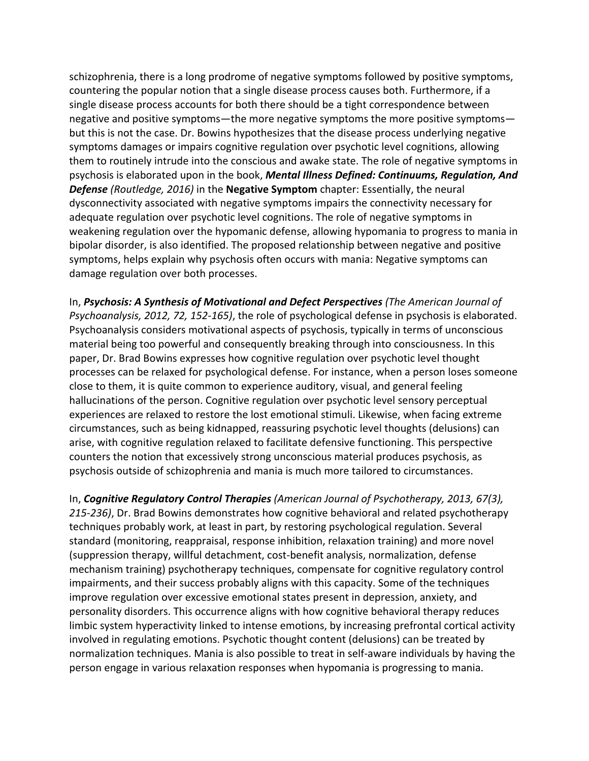schizophrenia, there is a long prodrome of negative symptoms followed by positive symptoms, countering the popular notion that a single disease process causes both. Furthermore, if a single disease process accounts for both there should be a tight correspondence between negative and positive symptoms—the more negative symptoms the more positive symptoms—but this is not the case. Dr. Bowins hypothesizes that the disease process underlying negative symptoms damages or impairs cognitive regulation over psychotic level cognitions, allowing them to routinely intrude into the conscious and awake state. The role of negative symptoms in psychosis is elaborated upon in the book, ***Mental Illness Defined: Continuums, Regulation, And Defense*** *(Routledge, 2016)* in the **Negative Symptom** chapter: Essentially, the neural dysconnectivity associated with negative symptoms impairs the connectivity necessary for adequate regulation over psychotic level cognitions. The role of negative symptoms in weakening regulation over the hypomanic defense, allowing hypomania to progress to mania in bipolar disorder, is also identified. The proposed relationship between negative and positive symptoms, helps explain why psychosis often occurs with mania: Negative symptoms can damage regulation over both processes.

In, ***Psychosis: A Synthesis of Motivational and Defect Perspectives*** *(The American Journal of Psychoanalysis, 2012, 72, 152-165)*, the role of psychological defense in psychosis is elaborated. Psychoanalysis considers motivational aspects of psychosis, typically in terms of unconscious material being too powerful and consequently breaking through into consciousness. In this paper, Dr. Brad Bowins expresses how cognitive regulation over psychotic level thought processes can be relaxed for psychological defense. For instance, when a person loses someone close to them, it is quite common to experience auditory, visual, and general feeling hallucinations of the person. Cognitive regulation over psychotic level sensory perceptual experiences are relaxed to restore the lost emotional stimuli. Likewise, when facing extreme circumstances, such as being kidnapped, reassuring psychotic level thoughts (delusions) can arise, with cognitive regulation relaxed to facilitate defensive functioning. This perspective counters the notion that excessively strong unconscious material produces psychosis, as psychosis outside of schizophrenia and mania is much more tailored to circumstances.

In, ***Cognitive Regulatory Control Therapies*** *(American Journal of Psychotherapy, 2013, 67(3), 215-236)*, Dr. Brad Bowins demonstrates how cognitive behavioral and related psychotherapy techniques probably work, at least in part, by restoring psychological regulation. Several standard (monitoring, reappraisal, response inhibition, relaxation training) and more novel (suppression therapy, willful detachment, cost-benefit analysis, normalization, defense mechanism training) psychotherapy techniques, compensate for cognitive regulatory control impairments, and their success probably aligns with this capacity. Some of the techniques improve regulation over excessive emotional states present in depression, anxiety, and personality disorders. This occurrence aligns with how cognitive behavioral therapy reduces limbic system hyperactivity linked to intense emotions, by increasing prefrontal cortical activity involved in regulating emotions. Psychotic thought content (delusions) can be treated by normalization techniques. Mania is also possible to treat in self-aware individuals by having the person engage in various relaxation responses when hypomania is progressing to mania.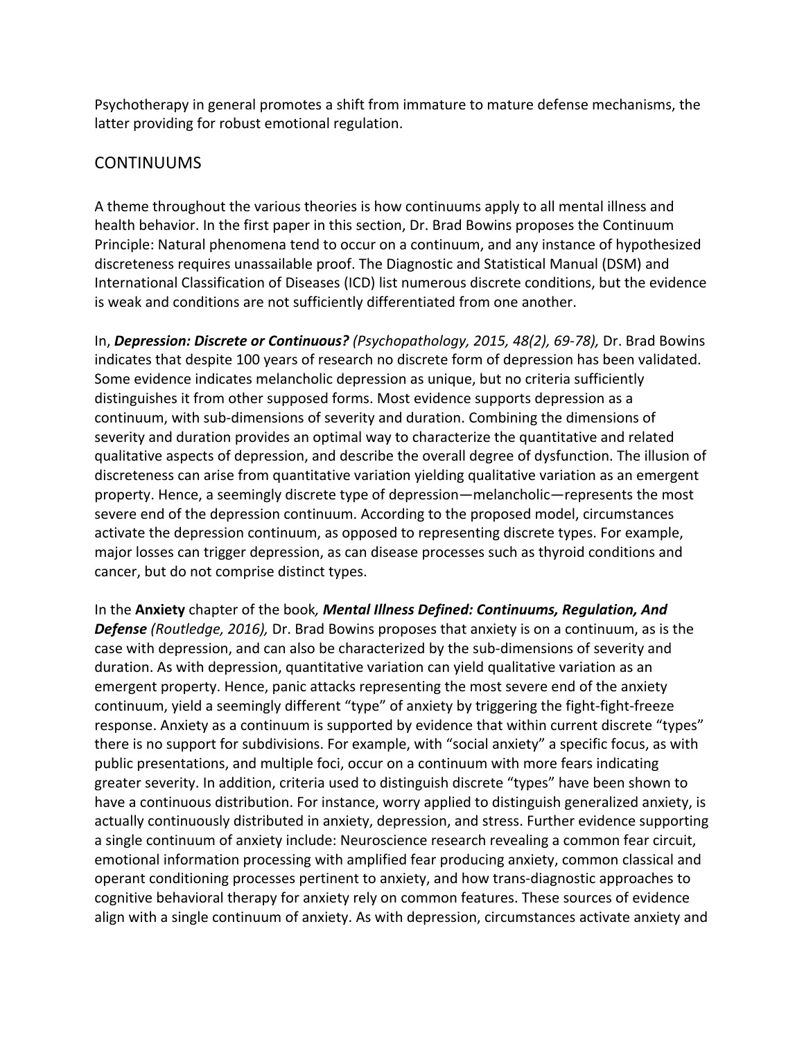Psychotherapy in general promotes a shift from immature to mature defense mechanisms, the latter providing for robust emotional regulation.

## CONTINUUMS

A theme throughout the various theories is how continuums apply to all mental illness and health behavior. In the first paper in this section, Dr. Brad Bowins proposes the Continuum Principle: Natural phenomena tend to occur on a continuum, and any instance of hypothesized discreteness requires unassailable proof. The Diagnostic and Statistical Manual (DSM) and International Classification of Diseases (ICD) list numerous discrete conditions, but the evidence is weak and conditions are not sufficiently differentiated from one another.

In, ***Depression: Discrete or Continuous?*** *(Psychopathology, 2015, 48(2), 69-78),* Dr. Brad Bowins indicates that despite 100 years of research no discrete form of depression has been validated. Some evidence indicates melancholic depression as unique, but no criteria sufficiently distinguishes it from other supposed forms. Most evidence supports depression as a continuum, with sub-dimensions of severity and duration. Combining the dimensions of severity and duration provides an optimal way to characterize the quantitative and related qualitative aspects of depression, and describe the overall degree of dysfunction. The illusion of discreteness can arise from quantitative variation yielding qualitative variation as an emergent property. Hence, a seemingly discrete type of depression—melancholic—represents the most severe end of the depression continuum. According to the proposed model, circumstances activate the depression continuum, as opposed to representing discrete types. For example, major losses can trigger depression, as can disease processes such as thyroid conditions and cancer, but do not comprise distinct types.

In the **Anxiety** chapter of the book*,* ***Mental Illness Defined: Continuums, Regulation, And Defense*** *(Routledge, 2016),* Dr. Brad Bowins proposes that anxiety is on a continuum, as is the case with depression, and can also be characterized by the sub-dimensions of severity and duration. As with depression, quantitative variation can yield qualitative variation as an emergent property. Hence, panic attacks representing the most severe end of the anxiety continuum, yield a seemingly different "type" of anxiety by triggering the fight-fight-freeze response. Anxiety as a continuum is supported by evidence that within current discrete "types" there is no support for subdivisions. For example, with "social anxiety" a specific focus, as with public presentations, and multiple foci, occur on a continuum with more fears indicating greater severity. In addition, criteria used to distinguish discrete "types" have been shown to have a continuous distribution. For instance, worry applied to distinguish generalized anxiety, is actually continuously distributed in anxiety, depression, and stress. Further evidence supporting a single continuum of anxiety include: Neuroscience research revealing a common fear circuit, emotional information processing with amplified fear producing anxiety, common classical and operant conditioning processes pertinent to anxiety, and how trans-diagnostic approaches to cognitive behavioral therapy for anxiety rely on common features. These sources of evidence align with a single continuum of anxiety. As with depression, circumstances activate anxiety and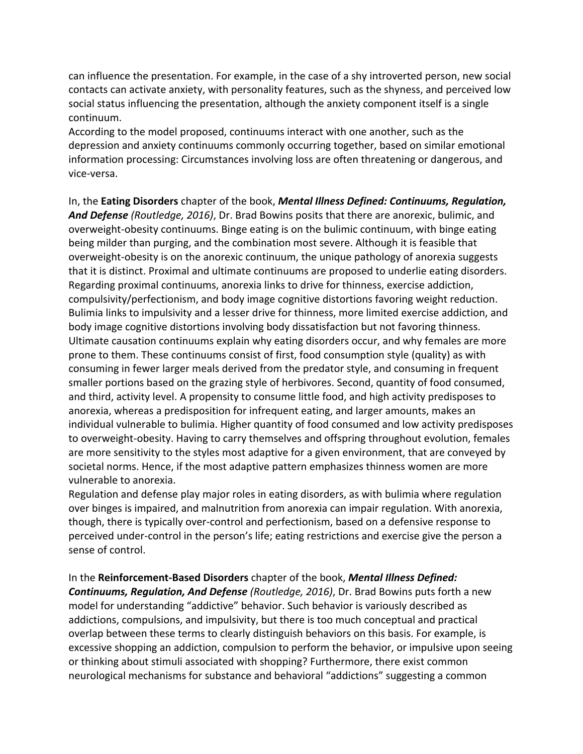can influence the presentation. For example, in the case of a shy introverted person, new social contacts can activate anxiety, with personality features, such as the shyness, and perceived low social status influencing the presentation, although the anxiety component itself is a single continuum.
According to the model proposed, continuums interact with one another, such as the depression and anxiety continuums commonly occurring together, based on similar emotional information processing: Circumstances involving loss are often threatening or dangerous, and vice-versa.

In, the **Eating Disorders** chapter of the book, ***Mental Illness Defined: Continuums, Regulation, And Defense*** *(Routledge, 2016)*, Dr. Brad Bowins posits that there are anorexic, bulimic, and overweight-obesity continuums. Binge eating is on the bulimic continuum, with binge eating being milder than purging, and the combination most severe. Although it is feasible that overweight-obesity is on the anorexic continuum, the unique pathology of anorexia suggests that it is distinct. Proximal and ultimate continuums are proposed to underlie eating disorders. Regarding proximal continuums, anorexia links to drive for thinness, exercise addiction, compulsivity/perfectionism, and body image cognitive distortions favoring weight reduction. Bulimia links to impulsivity and a lesser drive for thinness, more limited exercise addiction, and body image cognitive distortions involving body dissatisfaction but not favoring thinness. Ultimate causation continuums explain why eating disorders occur, and why females are more prone to them. These continuums consist of first, food consumption style (quality) as with consuming in fewer larger meals derived from the predator style, and consuming in frequent smaller portions based on the grazing style of herbivores. Second, quantity of food consumed, and third, activity level. A propensity to consume little food, and high activity predisposes to anorexia, whereas a predisposition for infrequent eating, and larger amounts, makes an individual vulnerable to bulimia. Higher quantity of food consumed and low activity predisposes to overweight-obesity. Having to carry themselves and offspring throughout evolution, females are more sensitivity to the styles most adaptive for a given environment, that are conveyed by societal norms. Hence, if the most adaptive pattern emphasizes thinness women are more vulnerable to anorexia.
Regulation and defense play major roles in eating disorders, as with bulimia where regulation over binges is impaired, and malnutrition from anorexia can impair regulation. With anorexia, though, there is typically over-control and perfectionism, based on a defensive response to perceived under-control in the person's life; eating restrictions and exercise give the person a sense of control.

In the **Reinforcement-Based Disorders** chapter of the book, ***Mental Illness Defined: Continuums, Regulation, And Defense*** *(Routledge, 2016)*, Dr. Brad Bowins puts forth a new model for understanding "addictive" behavior. Such behavior is variously described as addictions, compulsions, and impulsivity, but there is too much conceptual and practical overlap between these terms to clearly distinguish behaviors on this basis. For example, is excessive shopping an addiction, compulsion to perform the behavior, or impulsive upon seeing or thinking about stimuli associated with shopping? Furthermore, there exist common neurological mechanisms for substance and behavioral "addictions" suggesting a common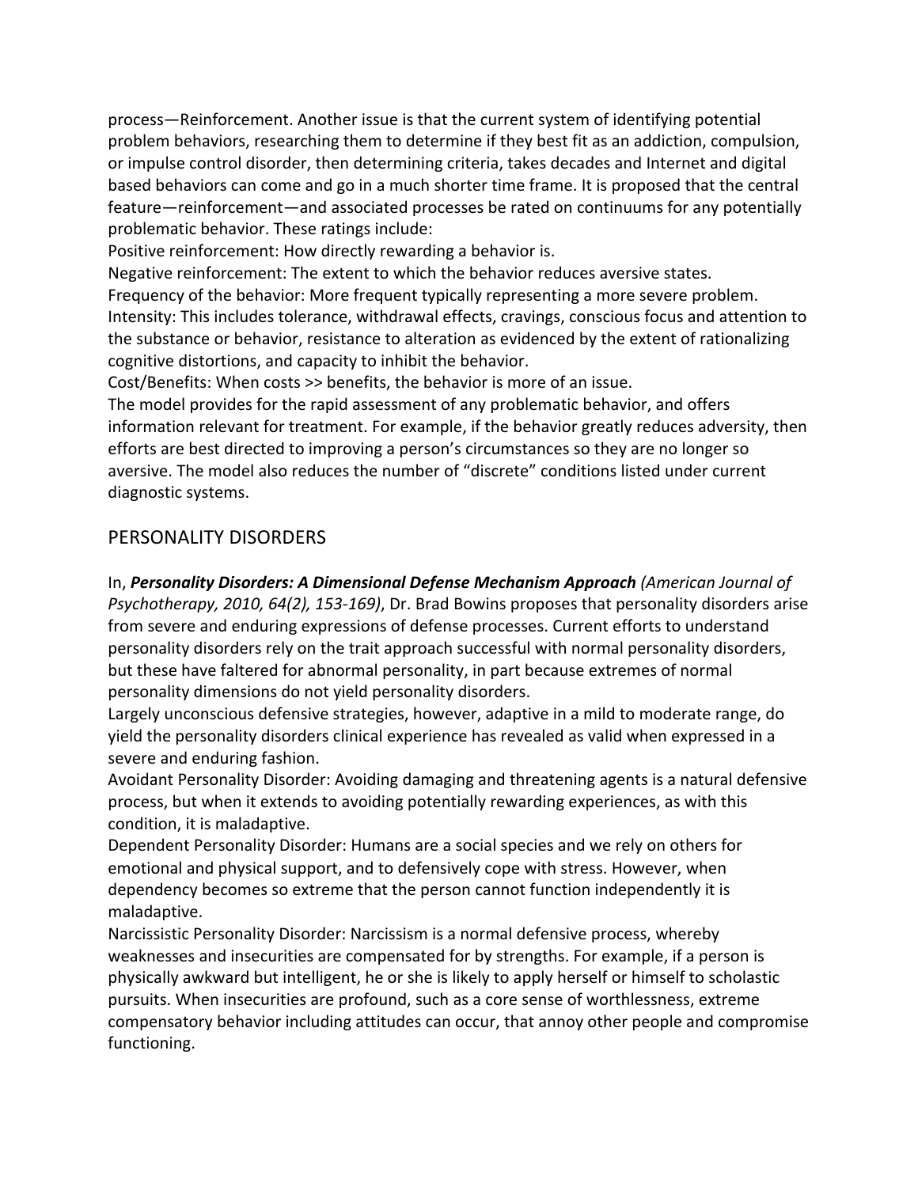process—Reinforcement. Another issue is that the current system of identifying potential problem behaviors, researching them to determine if they best fit as an addiction, compulsion, or impulse control disorder, then determining criteria, takes decades and Internet and digital based behaviors can come and go in a much shorter time frame. It is proposed that the central feature—reinforcement—and associated processes be rated on continuums for any potentially problematic behavior. These ratings include:

Positive reinforcement: How directly rewarding a behavior is.

Negative reinforcement: The extent to which the behavior reduces aversive states.

Frequency of the behavior: More frequent typically representing a more severe problem.

Intensity: This includes tolerance, withdrawal effects, cravings, conscious focus and attention to the substance or behavior, resistance to alteration as evidenced by the extent of rationalizing cognitive distortions, and capacity to inhibit the behavior.

Cost/Benefits: When costs >> benefits, the behavior is more of an issue.

The model provides for the rapid assessment of any problematic behavior, and offers information relevant for treatment. For example, if the behavior greatly reduces adversity, then efforts are best directed to improving a person's circumstances so they are no longer so aversive. The model also reduces the number of "discrete" conditions listed under current diagnostic systems.

## PERSONALITY DISORDERS

In, ***Personality Disorders: A Dimensional Defense Mechanism Approach*** *(American Journal of Psychotherapy, 2010, 64(2), 153-169)*, Dr. Brad Bowins proposes that personality disorders arise from severe and enduring expressions of defense processes. Current efforts to understand personality disorders rely on the trait approach successful with normal personality disorders, but these have faltered for abnormal personality, in part because extremes of normal personality dimensions do not yield personality disorders.

Largely unconscious defensive strategies, however, adaptive in a mild to moderate range, do yield the personality disorders clinical experience has revealed as valid when expressed in a severe and enduring fashion.

Avoidant Personality Disorder: Avoiding damaging and threatening agents is a natural defensive process, but when it extends to avoiding potentially rewarding experiences, as with this condition, it is maladaptive.

Dependent Personality Disorder: Humans are a social species and we rely on others for emotional and physical support, and to defensively cope with stress. However, when dependency becomes so extreme that the person cannot function independently it is maladaptive.

Narcissistic Personality Disorder: Narcissism is a normal defensive process, whereby weaknesses and insecurities are compensated for by strengths. For example, if a person is physically awkward but intelligent, he or she is likely to apply herself or himself to scholastic pursuits. When insecurities are profound, such as a core sense of worthlessness, extreme compensatory behavior including attitudes can occur, that annoy other people and compromise functioning.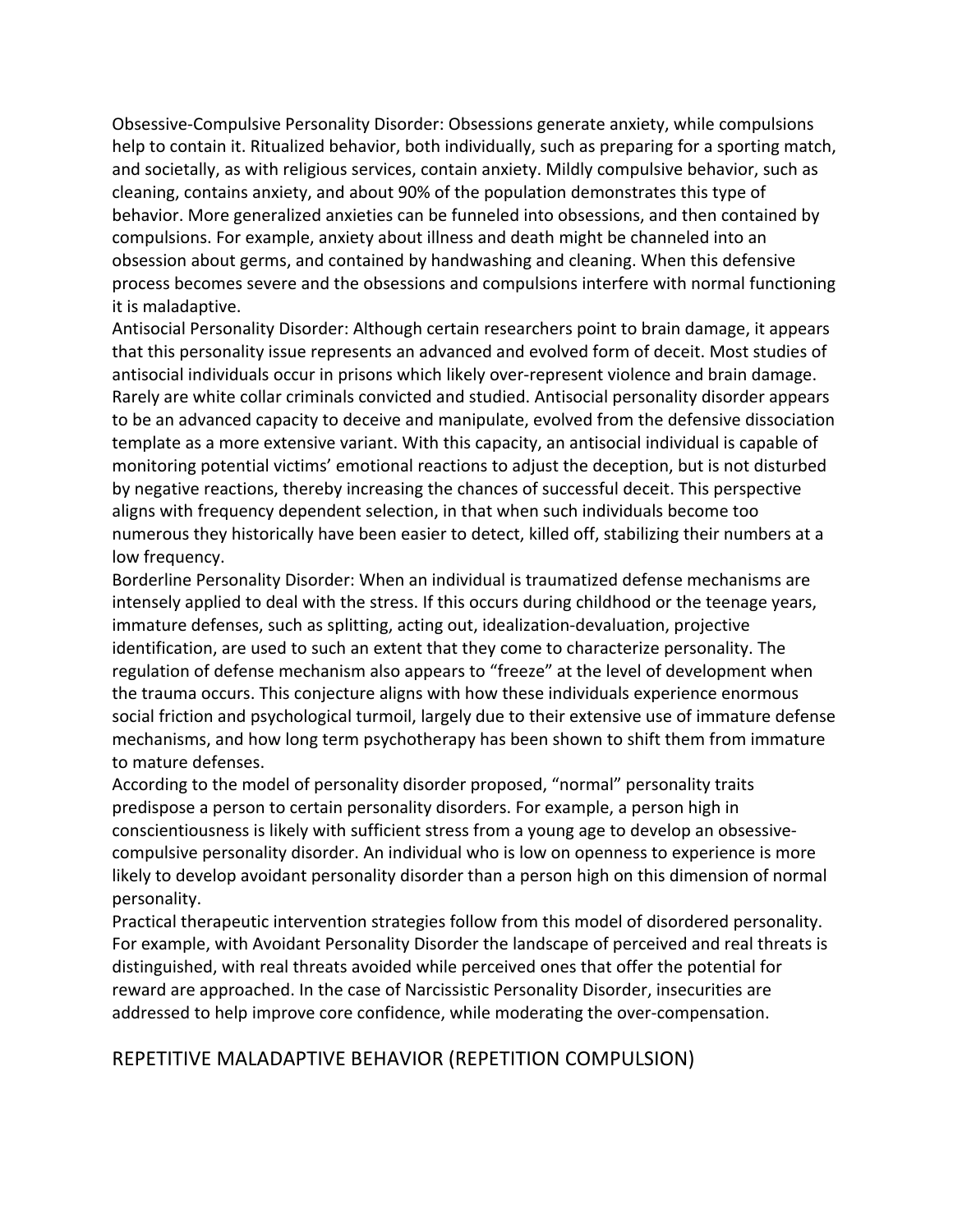Obsessive-Compulsive Personality Disorder: Obsessions generate anxiety, while compulsions help to contain it. Ritualized behavior, both individually, such as preparing for a sporting match, and societally, as with religious services, contain anxiety. Mildly compulsive behavior, such as cleaning, contains anxiety, and about 90% of the population demonstrates this type of behavior. More generalized anxieties can be funneled into obsessions, and then contained by compulsions. For example, anxiety about illness and death might be channeled into an obsession about germs, and contained by handwashing and cleaning. When this defensive process becomes severe and the obsessions and compulsions interfere with normal functioning it is maladaptive.

Antisocial Personality Disorder: Although certain researchers point to brain damage, it appears that this personality issue represents an advanced and evolved form of deceit. Most studies of antisocial individuals occur in prisons which likely over-represent violence and brain damage. Rarely are white collar criminals convicted and studied. Antisocial personality disorder appears to be an advanced capacity to deceive and manipulate, evolved from the defensive dissociation template as a more extensive variant. With this capacity, an antisocial individual is capable of monitoring potential victims' emotional reactions to adjust the deception, but is not disturbed by negative reactions, thereby increasing the chances of successful deceit. This perspective aligns with frequency dependent selection, in that when such individuals become too numerous they historically have been easier to detect, killed off, stabilizing their numbers at a low frequency.

Borderline Personality Disorder: When an individual is traumatized defense mechanisms are intensely applied to deal with the stress. If this occurs during childhood or the teenage years, immature defenses, such as splitting, acting out, idealization-devaluation, projective identification, are used to such an extent that they come to characterize personality. The regulation of defense mechanism also appears to "freeze" at the level of development when the trauma occurs. This conjecture aligns with how these individuals experience enormous social friction and psychological turmoil, largely due to their extensive use of immature defense mechanisms, and how long term psychotherapy has been shown to shift them from immature to mature defenses.

According to the model of personality disorder proposed, "normal" personality traits predispose a person to certain personality disorders. For example, a person high in conscientiousness is likely with sufficient stress from a young age to develop an obsessive-compulsive personality disorder. An individual who is low on openness to experience is more likely to develop avoidant personality disorder than a person high on this dimension of normal personality.

Practical therapeutic intervention strategies follow from this model of disordered personality. For example, with Avoidant Personality Disorder the landscape of perceived and real threats is distinguished, with real threats avoided while perceived ones that offer the potential for reward are approached. In the case of Narcissistic Personality Disorder, insecurities are addressed to help improve core confidence, while moderating the over-compensation.

## REPETITIVE MALADAPTIVE BEHAVIOR (REPETITION COMPULSION)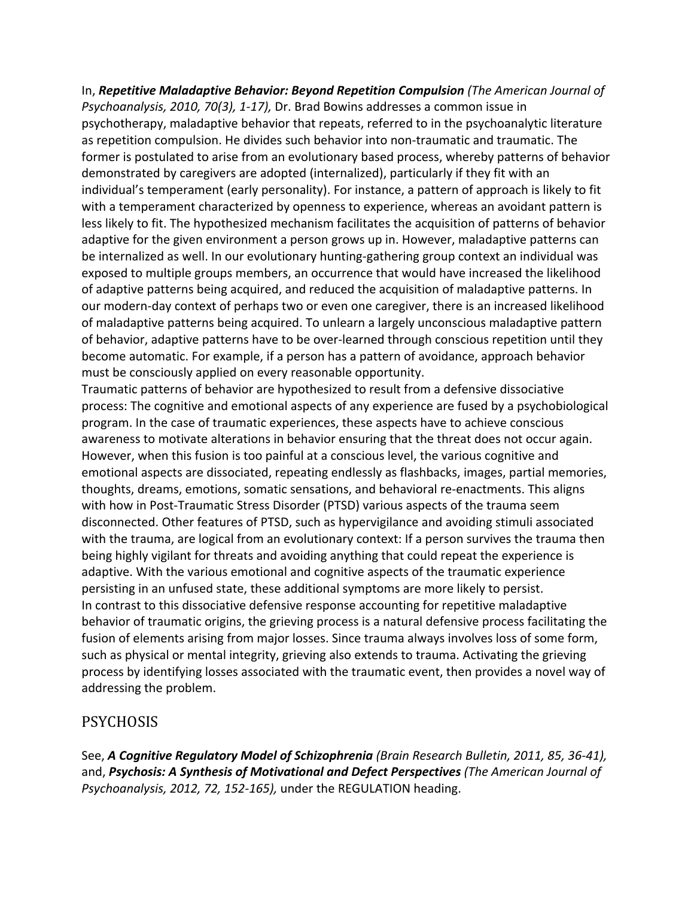In, ***Repetitive Maladaptive Behavior: Beyond Repetition Compulsion*** *(The American Journal of Psychoanalysis, 2010, 70(3), 1-17),* Dr. Brad Bowins addresses a common issue in psychotherapy, maladaptive behavior that repeats, referred to in the psychoanalytic literature as repetition compulsion. He divides such behavior into non-traumatic and traumatic. The former is postulated to arise from an evolutionary based process, whereby patterns of behavior demonstrated by caregivers are adopted (internalized), particularly if they fit with an individual's temperament (early personality). For instance, a pattern of approach is likely to fit with a temperament characterized by openness to experience, whereas an avoidant pattern is less likely to fit. The hypothesized mechanism facilitates the acquisition of patterns of behavior adaptive for the given environment a person grows up in. However, maladaptive patterns can be internalized as well. In our evolutionary hunting-gathering group context an individual was exposed to multiple groups members, an occurrence that would have increased the likelihood of adaptive patterns being acquired, and reduced the acquisition of maladaptive patterns. In our modern-day context of perhaps two or even one caregiver, there is an increased likelihood of maladaptive patterns being acquired. To unlearn a largely unconscious maladaptive pattern of behavior, adaptive patterns have to be over-learned through conscious repetition until they become automatic. For example, if a person has a pattern of avoidance, approach behavior must be consciously applied on every reasonable opportunity.

Traumatic patterns of behavior are hypothesized to result from a defensive dissociative process: The cognitive and emotional aspects of any experience are fused by a psychobiological program. In the case of traumatic experiences, these aspects have to achieve conscious awareness to motivate alterations in behavior ensuring that the threat does not occur again. However, when this fusion is too painful at a conscious level, the various cognitive and emotional aspects are dissociated, repeating endlessly as flashbacks, images, partial memories, thoughts, dreams, emotions, somatic sensations, and behavioral re-enactments. This aligns with how in Post-Traumatic Stress Disorder (PTSD) various aspects of the trauma seem disconnected. Other features of PTSD, such as hypervigilance and avoiding stimuli associated with the trauma, are logical from an evolutionary context: If a person survives the trauma then being highly vigilant for threats and avoiding anything that could repeat the experience is adaptive. With the various emotional and cognitive aspects of the traumatic experience persisting in an unfused state, these additional symptoms are more likely to persist.

In contrast to this dissociative defensive response accounting for repetitive maladaptive behavior of traumatic origins, the grieving process is a natural defensive process facilitating the fusion of elements arising from major losses. Since trauma always involves loss of some form, such as physical or mental integrity, grieving also extends to trauma. Activating the grieving process by identifying losses associated with the traumatic event, then provides a novel way of addressing the problem.

## PSYCHOSIS

See, ***A Cognitive Regulatory Model of Schizophrenia*** *(Brain Research Bulletin, 2011, 85, 36-41),* and, ***Psychosis: A Synthesis of Motivational and Defect Perspectives*** *(The American Journal of Psychoanalysis, 2012, 72, 152-165),* under the REGULATION heading.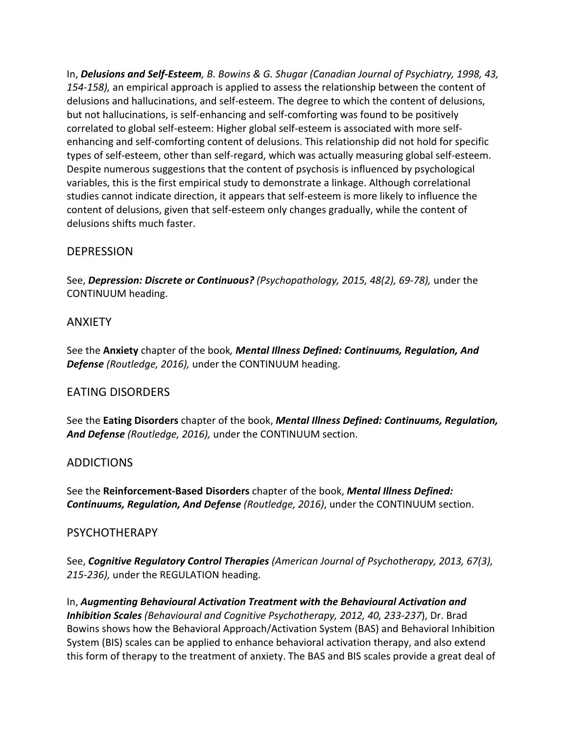In, ***Delusions and Self-Esteem****, B. Bowins & G. Shugar (Canadian Journal of Psychiatry, 1998, 43, 154-158),* an empirical approach is applied to assess the relationship between the content of delusions and hallucinations, and self-esteem. The degree to which the content of delusions, but not hallucinations, is self-enhancing and self-comforting was found to be positively correlated to global self-esteem: Higher global self-esteem is associated with more self-enhancing and self-comforting content of delusions. This relationship did not hold for specific types of self-esteem, other than self-regard, which was actually measuring global self-esteem. Despite numerous suggestions that the content of psychosis is influenced by psychological variables, this is the first empirical study to demonstrate a linkage. Although correlational studies cannot indicate direction, it appears that self-esteem is more likely to influence the content of delusions, given that self-esteem only changes gradually, while the content of delusions shifts much faster.

## DEPRESSION

See, ***Depression: Discrete or Continuous?*** *(Psychopathology, 2015, 48(2), 69-78),* under the CONTINUUM heading.

## ANXIETY

See the **Anxiety** chapter of the book*, **Mental Illness Defined: Continuums, Regulation, And Defense** (Routledge, 2016),* under the CONTINUUM heading.

## EATING DISORDERS

See the **Eating Disorders** chapter of the book, ***Mental Illness Defined: Continuums, Regulation, And Defense*** *(Routledge, 2016),* under the CONTINUUM section.

## ADDICTIONS

See the **Reinforcement-Based Disorders** chapter of the book, ***Mental Illness Defined: Continuums, Regulation, And Defense*** *(Routledge, 2016)*, under the CONTINUUM section.

## PSYCHOTHERAPY

See, ***Cognitive Regulatory Control Therapies*** *(American Journal of Psychotherapy, 2013, 67(3), 215-236),* under the REGULATION heading.

In, ***Augmenting Behavioural Activation Treatment with the Behavioural Activation and Inhibition Scales*** *(Behavioural and Cognitive Psychotherapy, 2012, 40, 233-237*), Dr. Brad Bowins shows how the Behavioral Approach/Activation System (BAS) and Behavioral Inhibition System (BIS) scales can be applied to enhance behavioral activation therapy, and also extend this form of therapy to the treatment of anxiety. The BAS and BIS scales provide a great deal of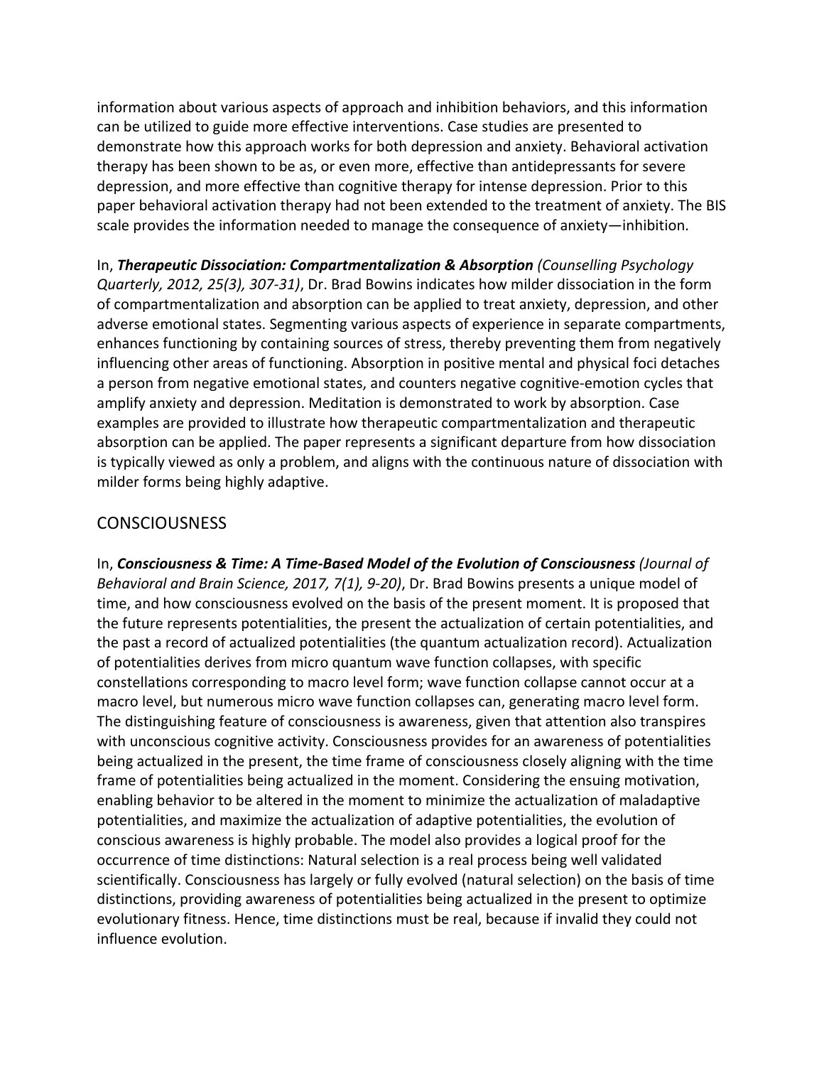information about various aspects of approach and inhibition behaviors, and this information can be utilized to guide more effective interventions. Case studies are presented to demonstrate how this approach works for both depression and anxiety. Behavioral activation therapy has been shown to be as, or even more, effective than antidepressants for severe depression, and more effective than cognitive therapy for intense depression. Prior to this paper behavioral activation therapy had not been extended to the treatment of anxiety. The BIS scale provides the information needed to manage the consequence of anxiety—inhibition.

In, ***Therapeutic Dissociation: Compartmentalization & Absorption*** *(Counselling Psychology Quarterly, 2012, 25(3), 307-31)*, Dr. Brad Bowins indicates how milder dissociation in the form of compartmentalization and absorption can be applied to treat anxiety, depression, and other adverse emotional states. Segmenting various aspects of experience in separate compartments, enhances functioning by containing sources of stress, thereby preventing them from negatively influencing other areas of functioning. Absorption in positive mental and physical foci detaches a person from negative emotional states, and counters negative cognitive-emotion cycles that amplify anxiety and depression. Meditation is demonstrated to work by absorption. Case examples are provided to illustrate how therapeutic compartmentalization and therapeutic absorption can be applied. The paper represents a significant departure from how dissociation is typically viewed as only a problem, and aligns with the continuous nature of dissociation with milder forms being highly adaptive.

## CONSCIOUSNESS

In, ***Consciousness & Time: A Time-Based Model of the Evolution of Consciousness*** *(Journal of Behavioral and Brain Science, 2017, 7(1), 9-20)*, Dr. Brad Bowins presents a unique model of time, and how consciousness evolved on the basis of the present moment. It is proposed that the future represents potentialities, the present the actualization of certain potentialities, and the past a record of actualized potentialities (the quantum actualization record). Actualization of potentialities derives from micro quantum wave function collapses, with specific constellations corresponding to macro level form; wave function collapse cannot occur at a macro level, but numerous micro wave function collapses can, generating macro level form. The distinguishing feature of consciousness is awareness, given that attention also transpires with unconscious cognitive activity. Consciousness provides for an awareness of potentialities being actualized in the present, the time frame of consciousness closely aligning with the time frame of potentialities being actualized in the moment. Considering the ensuing motivation, enabling behavior to be altered in the moment to minimize the actualization of maladaptive potentialities, and maximize the actualization of adaptive potentialities, the evolution of conscious awareness is highly probable. The model also provides a logical proof for the occurrence of time distinctions: Natural selection is a real process being well validated scientifically. Consciousness has largely or fully evolved (natural selection) on the basis of time distinctions, providing awareness of potentialities being actualized in the present to optimize evolutionary fitness. Hence, time distinctions must be real, because if invalid they could not influence evolution.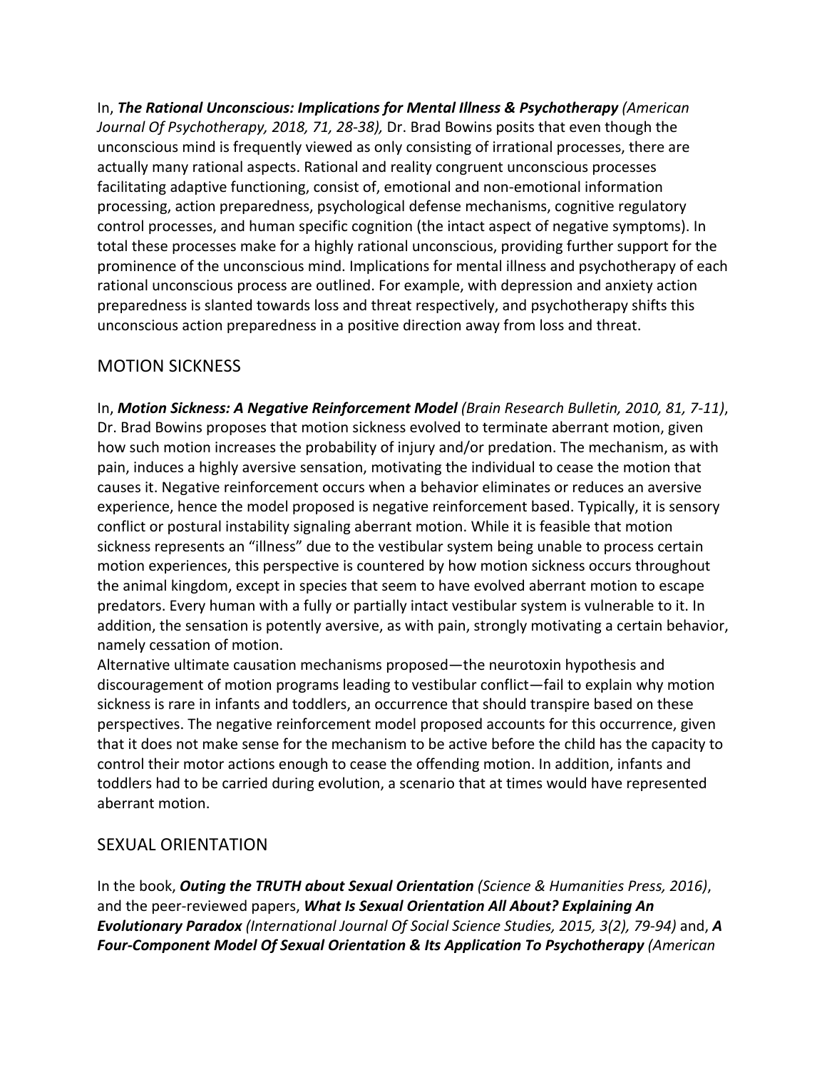In, ***The Rational Unconscious: Implications for Mental Illness & Psychotherapy*** *(American Journal Of Psychotherapy, 2018, 71, 28-38),* Dr. Brad Bowins posits that even though the unconscious mind is frequently viewed as only consisting of irrational processes, there are actually many rational aspects. Rational and reality congruent unconscious processes facilitating adaptive functioning, consist of, emotional and non-emotional information processing, action preparedness, psychological defense mechanisms, cognitive regulatory control processes, and human specific cognition (the intact aspect of negative symptoms). In total these processes make for a highly rational unconscious, providing further support for the prominence of the unconscious mind. Implications for mental illness and psychotherapy of each rational unconscious process are outlined. For example, with depression and anxiety action preparedness is slanted towards loss and threat respectively, and psychotherapy shifts this unconscious action preparedness in a positive direction away from loss and threat.

## MOTION SICKNESS

In, ***Motion Sickness: A Negative Reinforcement Model*** *(Brain Research Bulletin, 2010, 81, 7-11)*, Dr. Brad Bowins proposes that motion sickness evolved to terminate aberrant motion, given how such motion increases the probability of injury and/or predation. The mechanism, as with pain, induces a highly aversive sensation, motivating the individual to cease the motion that causes it. Negative reinforcement occurs when a behavior eliminates or reduces an aversive experience, hence the model proposed is negative reinforcement based. Typically, it is sensory conflict or postural instability signaling aberrant motion. While it is feasible that motion sickness represents an "illness" due to the vestibular system being unable to process certain motion experiences, this perspective is countered by how motion sickness occurs throughout the animal kingdom, except in species that seem to have evolved aberrant motion to escape predators. Every human with a fully or partially intact vestibular system is vulnerable to it. In addition, the sensation is potently aversive, as with pain, strongly motivating a certain behavior, namely cessation of motion.

Alternative ultimate causation mechanisms proposed—the neurotoxin hypothesis and discouragement of motion programs leading to vestibular conflict—fail to explain why motion sickness is rare in infants and toddlers, an occurrence that should transpire based on these perspectives. The negative reinforcement model proposed accounts for this occurrence, given that it does not make sense for the mechanism to be active before the child has the capacity to control their motor actions enough to cease the offending motion. In addition, infants and toddlers had to be carried during evolution, a scenario that at times would have represented aberrant motion.

## SEXUAL ORIENTATION

In the book, ***Outing the TRUTH about Sexual Orientation*** *(Science & Humanities Press, 2016)*, and the peer-reviewed papers, ***What Is Sexual Orientation All About? Explaining An Evolutionary Paradox*** *(International Journal Of Social Science Studies, 2015, 3(2), 79-94)* and, ***A Four-Component Model Of Sexual Orientation & Its Application To Psychotherapy*** *(American*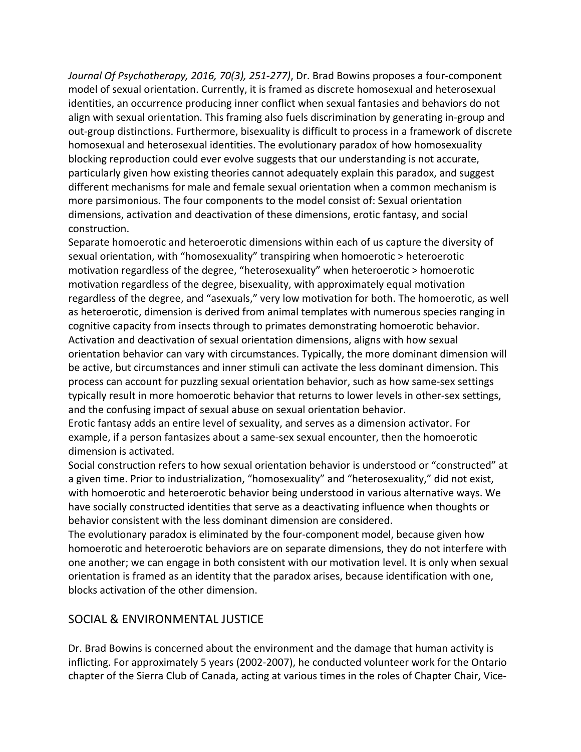*Journal Of Psychotherapy, 2016, 70(3), 251-277)*, Dr. Brad Bowins proposes a four-component model of sexual orientation. Currently, it is framed as discrete homosexual and heterosexual identities, an occurrence producing inner conflict when sexual fantasies and behaviors do not align with sexual orientation. This framing also fuels discrimination by generating in-group and out-group distinctions. Furthermore, bisexuality is difficult to process in a framework of discrete homosexual and heterosexual identities. The evolutionary paradox of how homosexuality blocking reproduction could ever evolve suggests that our understanding is not accurate, particularly given how existing theories cannot adequately explain this paradox, and suggest different mechanisms for male and female sexual orientation when a common mechanism is more parsimonious. The four components to the model consist of: Sexual orientation dimensions, activation and deactivation of these dimensions, erotic fantasy, and social construction.

Separate homoerotic and heteroerotic dimensions within each of us capture the diversity of sexual orientation, with "homosexuality" transpiring when homoerotic > heteroerotic motivation regardless of the degree, "heterosexuality" when heteroerotic > homoerotic motivation regardless of the degree, bisexuality, with approximately equal motivation regardless of the degree, and "asexuals," very low motivation for both. The homoerotic, as well as heteroerotic, dimension is derived from animal templates with numerous species ranging in cognitive capacity from insects through to primates demonstrating homoerotic behavior.

Activation and deactivation of sexual orientation dimensions, aligns with how sexual orientation behavior can vary with circumstances. Typically, the more dominant dimension will be active, but circumstances and inner stimuli can activate the less dominant dimension. This process can account for puzzling sexual orientation behavior, such as how same-sex settings typically result in more homoerotic behavior that returns to lower levels in other-sex settings, and the confusing impact of sexual abuse on sexual orientation behavior.

Erotic fantasy adds an entire level of sexuality, and serves as a dimension activator. For example, if a person fantasizes about a same-sex sexual encounter, then the homoerotic dimension is activated.

Social construction refers to how sexual orientation behavior is understood or "constructed" at a given time. Prior to industrialization, "homosexuality" and "heterosexuality," did not exist, with homoerotic and heteroerotic behavior being understood in various alternative ways. We have socially constructed identities that serve as a deactivating influence when thoughts or behavior consistent with the less dominant dimension are considered.

The evolutionary paradox is eliminated by the four-component model, because given how homoerotic and heteroerotic behaviors are on separate dimensions, they do not interfere with one another; we can engage in both consistent with our motivation level. It is only when sexual orientation is framed as an identity that the paradox arises, because identification with one, blocks activation of the other dimension.

## SOCIAL & ENVIRONMENTAL JUSTICE

Dr. Brad Bowins is concerned about the environment and the damage that human activity is inflicting. For approximately 5 years (2002-2007), he conducted volunteer work for the Ontario chapter of the Sierra Club of Canada, acting at various times in the roles of Chapter Chair, Vice-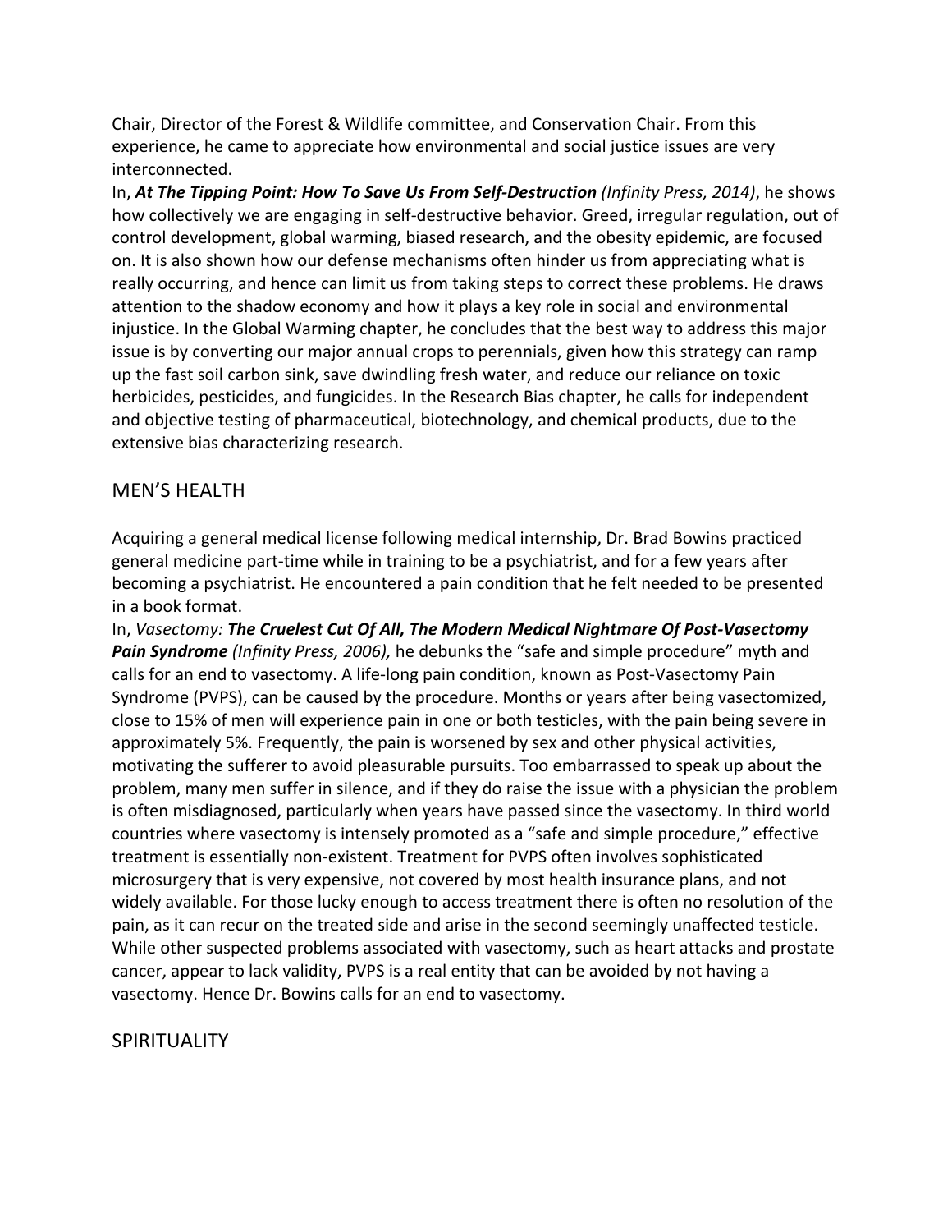Chair, Director of the Forest & Wildlife committee, and Conservation Chair. From this experience, he came to appreciate how environmental and social justice issues are very interconnected.

In, ***At The Tipping Point: How To Save Us From Self-Destruction*** *(Infinity Press, 2014)*, he shows how collectively we are engaging in self-destructive behavior. Greed, irregular regulation, out of control development, global warming, biased research, and the obesity epidemic, are focused on. It is also shown how our defense mechanisms often hinder us from appreciating what is really occurring, and hence can limit us from taking steps to correct these problems. He draws attention to the shadow economy and how it plays a key role in social and environmental injustice. In the Global Warming chapter, he concludes that the best way to address this major issue is by converting our major annual crops to perennials, given how this strategy can ramp up the fast soil carbon sink, save dwindling fresh water, and reduce our reliance on toxic herbicides, pesticides, and fungicides. In the Research Bias chapter, he calls for independent and objective testing of pharmaceutical, biotechnology, and chemical products, due to the extensive bias characterizing research.

## MEN'S HEALTH

Acquiring a general medical license following medical internship, Dr. Brad Bowins practiced general medicine part-time while in training to be a psychiatrist, and for a few years after becoming a psychiatrist. He encountered a pain condition that he felt needed to be presented in a book format.

In, *Vasectomy:* ***The Cruelest Cut Of All, The Modern Medical Nightmare Of Post-Vasectomy Pain Syndrome*** *(Infinity Press, 2006),* he debunks the "safe and simple procedure" myth and calls for an end to vasectomy. A life-long pain condition, known as Post-Vasectomy Pain Syndrome (PVPS), can be caused by the procedure. Months or years after being vasectomized, close to 15% of men will experience pain in one or both testicles, with the pain being severe in approximately 5%. Frequently, the pain is worsened by sex and other physical activities, motivating the sufferer to avoid pleasurable pursuits. Too embarrassed to speak up about the problem, many men suffer in silence, and if they do raise the issue with a physician the problem is often misdiagnosed, particularly when years have passed since the vasectomy. In third world countries where vasectomy is intensely promoted as a "safe and simple procedure," effective treatment is essentially non-existent. Treatment for PVPS often involves sophisticated microsurgery that is very expensive, not covered by most health insurance plans, and not widely available. For those lucky enough to access treatment there is often no resolution of the pain, as it can recur on the treated side and arise in the second seemingly unaffected testicle. While other suspected problems associated with vasectomy, such as heart attacks and prostate cancer, appear to lack validity, PVPS is a real entity that can be avoided by not having a vasectomy. Hence Dr. Bowins calls for an end to vasectomy.

## SPIRITUALITY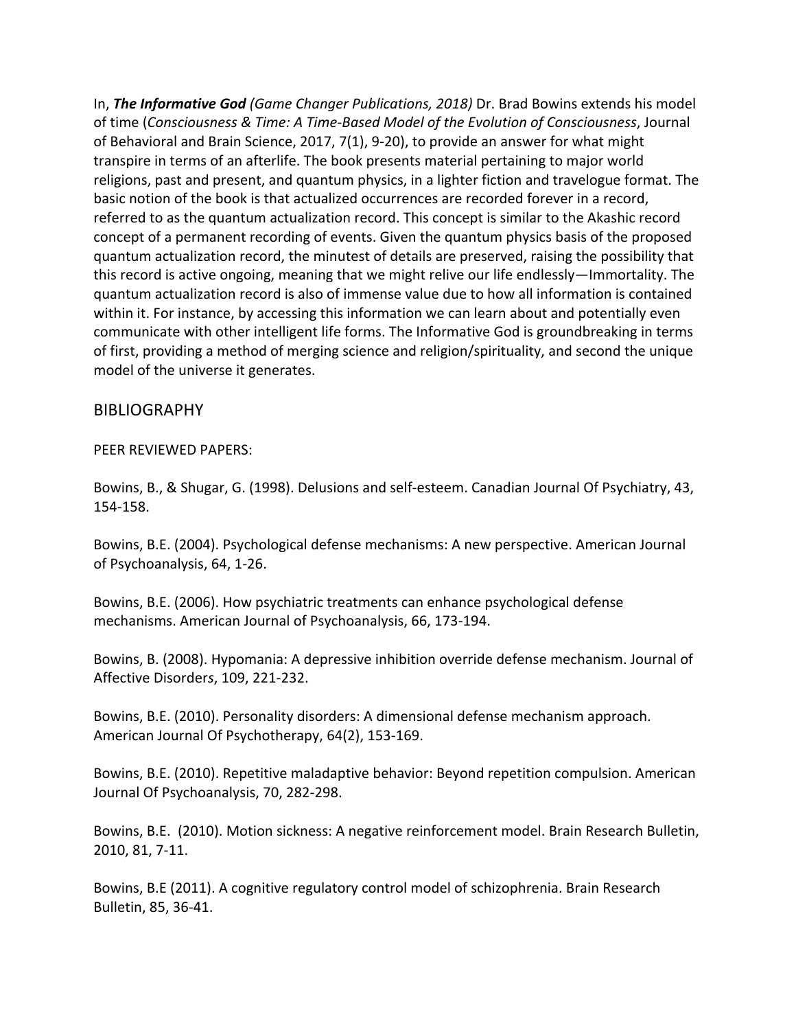In, ***The Informative God*** *(Game Changer Publications, 2018)* Dr. Brad Bowins extends his model of time (*Consciousness & Time: A Time-Based Model of the Evolution of Consciousness*, Journal of Behavioral and Brain Science, 2017, 7(1), 9-20), to provide an answer for what might transpire in terms of an afterlife. The book presents material pertaining to major world religions, past and present, and quantum physics, in a lighter fiction and travelogue format. The basic notion of the book is that actualized occurrences are recorded forever in a record, referred to as the quantum actualization record. This concept is similar to the Akashic record concept of a permanent recording of events. Given the quantum physics basis of the proposed quantum actualization record, the minutest of details are preserved, raising the possibility that this record is active ongoing, meaning that we might relive our life endlessly—Immortality. The quantum actualization record is also of immense value due to how all information is contained within it. For instance, by accessing this information we can learn about and potentially even communicate with other intelligent life forms. The Informative God is groundbreaking in terms of first, providing a method of merging science and religion/spirituality, and second the unique model of the universe it generates.

## BIBLIOGRAPHY

PEER REVIEWED PAPERS:

Bowins, B., & Shugar, G. (1998). Delusions and self-esteem. Canadian Journal Of Psychiatry, 43, 154-158.

Bowins, B.E. (2004). Psychological defense mechanisms: A new perspective. American Journal of Psychoanalysis, 64, 1-26.

Bowins, B.E. (2006). How psychiatric treatments can enhance psychological defense mechanisms. American Journal of Psychoanalysis, 66, 173-194.

Bowins, B. (2008). Hypomania: A depressive inhibition override defense mechanism. Journal of Affective Disorders, 109, 221-232.

Bowins, B.E. (2010). Personality disorders: A dimensional defense mechanism approach. American Journal Of Psychotherapy, 64(2), 153-169.

Bowins, B.E. (2010). Repetitive maladaptive behavior: Beyond repetition compulsion. American Journal Of Psychoanalysis, 70, 282-298.

Bowins, B.E. (2010). Motion sickness: A negative reinforcement model. Brain Research Bulletin, 2010, 81, 7-11.

Bowins, B.E (2011). A cognitive regulatory control model of schizophrenia. Brain Research Bulletin, 85, 36-41.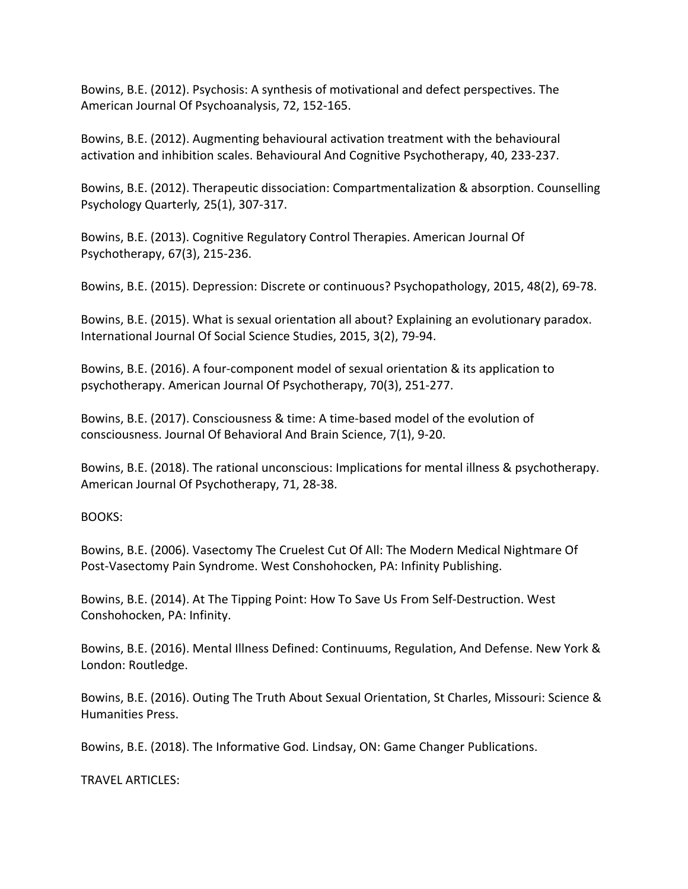Bowins, B.E. (2012). Psychosis: A synthesis of motivational and defect perspectives. The American Journal Of Psychoanalysis, 72, 152-165.

Bowins, B.E. (2012). Augmenting behavioural activation treatment with the behavioural activation and inhibition scales. Behavioural And Cognitive Psychotherapy, 40, 233-237.

Bowins, B.E. (2012). Therapeutic dissociation: Compartmentalization & absorption. Counselling Psychology Quarterly, 25(1), 307-317.

Bowins, B.E. (2013). Cognitive Regulatory Control Therapies. American Journal Of Psychotherapy, 67(3), 215-236.

Bowins, B.E. (2015). Depression: Discrete or continuous? Psychopathology, 2015, 48(2), 69-78.

Bowins, B.E. (2015). What is sexual orientation all about? Explaining an evolutionary paradox. International Journal Of Social Science Studies, 2015, 3(2), 79-94.

Bowins, B.E. (2016). A four-component model of sexual orientation & its application to psychotherapy. American Journal Of Psychotherapy, 70(3), 251-277.

Bowins, B.E. (2017). Consciousness & time: A time-based model of the evolution of consciousness. Journal Of Behavioral And Brain Science, 7(1), 9-20.

Bowins, B.E. (2018). The rational unconscious: Implications for mental illness & psychotherapy. American Journal Of Psychotherapy, 71, 28-38.

BOOKS:

Bowins, B.E. (2006). Vasectomy The Cruelest Cut Of All: The Modern Medical Nightmare Of Post-Vasectomy Pain Syndrome. West Conshohocken, PA: Infinity Publishing.

Bowins, B.E. (2014). At The Tipping Point: How To Save Us From Self-Destruction. West Conshohocken, PA: Infinity.

Bowins, B.E. (2016). Mental Illness Defined: Continuums, Regulation, And Defense. New York & London: Routledge.

Bowins, B.E. (2016). Outing The Truth About Sexual Orientation, St Charles, Missouri: Science & Humanities Press.

Bowins, B.E. (2018). The Informative God. Lindsay, ON: Game Changer Publications.

TRAVEL ARTICLES: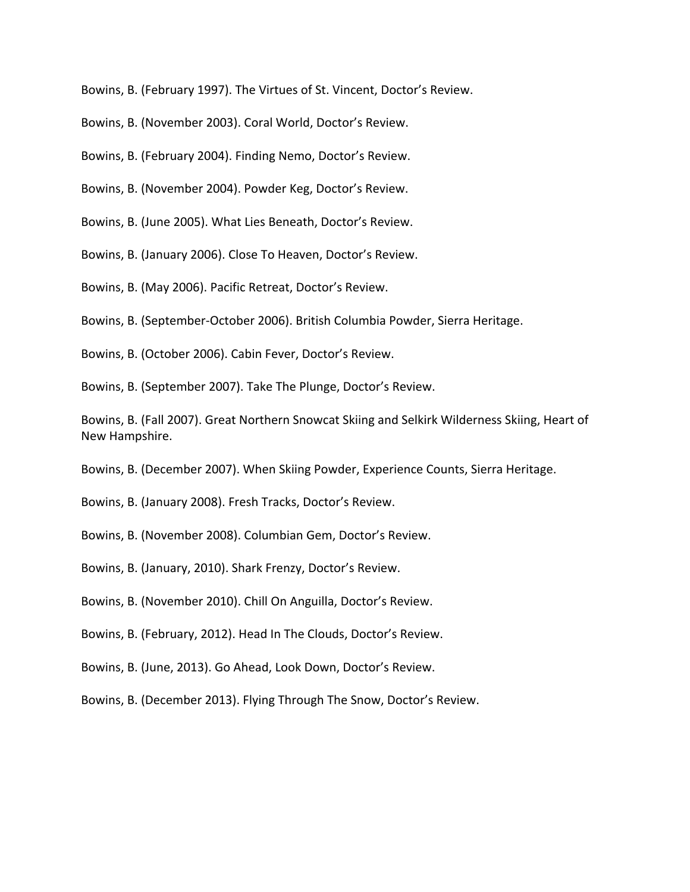Bowins, B. (February 1997). The Virtues of St. Vincent, Doctor's Review.

Bowins, B. (November 2003). Coral World, Doctor's Review.

Bowins, B. (February 2004). Finding Nemo, Doctor's Review.

Bowins, B. (November 2004). Powder Keg, Doctor's Review.

Bowins, B. (June 2005). What Lies Beneath, Doctor's Review.

Bowins, B. (January 2006). Close To Heaven, Doctor's Review.

Bowins, B. (May 2006). Pacific Retreat, Doctor's Review.

Bowins, B. (September-October 2006). British Columbia Powder, Sierra Heritage.

Bowins, B. (October 2006). Cabin Fever, Doctor's Review.

Bowins, B. (September 2007). Take The Plunge, Doctor's Review.

Bowins, B. (Fall 2007). Great Northern Snowcat Skiing and Selkirk Wilderness Skiing, Heart of New Hampshire.

Bowins, B. (December 2007). When Skiing Powder, Experience Counts, Sierra Heritage.

Bowins, B. (January 2008). Fresh Tracks, Doctor's Review.

Bowins, B. (November 2008). Columbian Gem, Doctor's Review.

Bowins, B. (January, 2010). Shark Frenzy, Doctor's Review.

Bowins, B. (November 2010). Chill On Anguilla, Doctor's Review.

Bowins, B. (February, 2012). Head In The Clouds, Doctor's Review.

Bowins, B. (June, 2013). Go Ahead, Look Down, Doctor's Review.

Bowins, B. (December 2013). Flying Through The Snow, Doctor's Review.